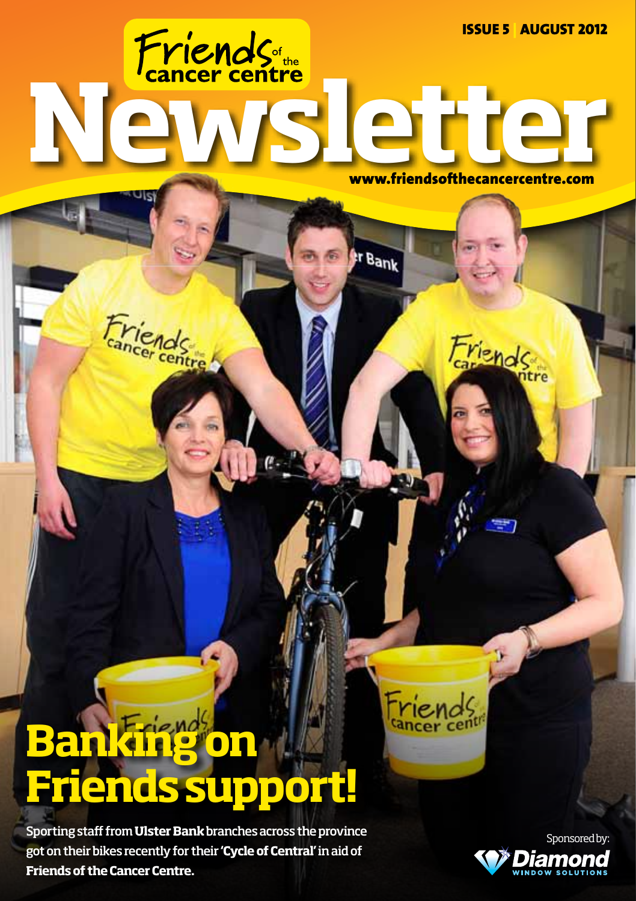Friends of the cancer centre

# Newsletter

ISSUE 5 | AUGUST 2012

www.friendsofthecancercentre.com

## Banking on Friends support!

Sporting staff from **Ulster Bank** branches across the province got on their bikes recently for their **'Cycle of Central'** in aid of **Friends of the Cancer Centre.**

Sponsored by: Diamond Window Solutions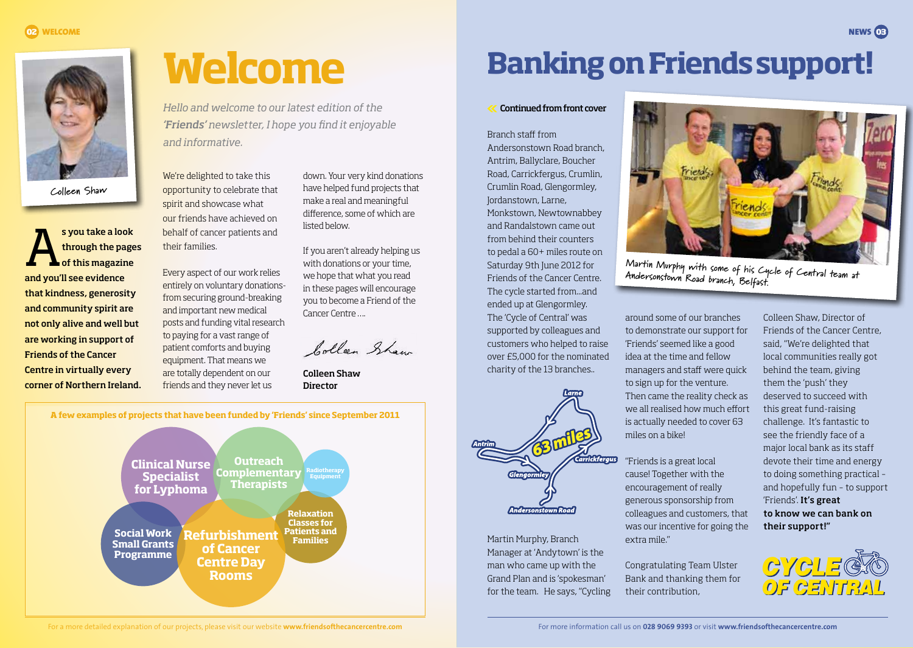# Welcome

Colleen Shaw

*Hello and welcome to our latest edition of the 'Friends' newsletter, I hope you find it enjoyable and informative.*

**As you take a look through the pages of this magazine and you'll see evidence that kindness, generosity and community spirit are not only alive and well but are working in support of Friends of the Cancer Centre in virtually every corner of Northern Ireland.**

We're delighted to take this opportunity to celebrate that spirit and showcase what our friends have achieved on behalf of cancer patients and their families.

Every aspect of our work relies entirely on voluntary donations- from securing ground-breaking and important new medical posts and funding vital research to paying for a vast range of patient comforts and buying equipment. That means we are totally dependent on our friends and they never let us down. Your very kind donations have helped fund projects that make a real and meaningful difference, some of which are listed below.

If you aren't already helping us with donations or your time, we hope that what you read in these pages will encourage you to become a Friend of the Cancer Centre ….

**Colleen Shaw**
**Director**

**A few examples of projects that have been funded by 'Friends' since September 2011**

- Clinical Nurse Specialist for Lyphoma
- Outreach Complementary Therapists
- Radiotherapy Equipment
- Relaxation Classes for Patients and Families
- Social Work Small Grants Programme
- Refurbishment of Cancer Centre Day Rooms

For a more detailed explanation of our projects, please visit our website **www.friendsofthecancercentre.com**

# Banking on Friends support!

**Continued from front cover**

Branch staff from Andersonstown Road branch, Antrim, Ballyclare, Boucher Road, Carrickfergus, Crumlin, Crumlin Road, Glengormley, Jordanstown, Larne, Monkstown, Newtownabbey and Randalstown came out from behind their counters to pedal a 60+ miles route on Saturday 9th June 2012 for Friends of the Cancer Centre. The cycle started from...and ended up at Glengormley. The 'Cycle of Central' was supported by colleagues and customers who helped to raise over £5,000 for the nominated charity of the 13 branches..

Martin Murphy with some of his Cycle of Central team at Andersonstown Road branch, Belfast.

Larne – Antrim – 63 miles – Carrickfergus – Glengormley – Andersonstown Road

Martin Murphy, Branch Manager at 'Andytown' is the man who came up with the Grand Plan and is 'spokesman' for the team. He says, "Cycling around some of our branches to demonstrate our support for 'Friends' seemed like a good idea at the time and fellow managers and staff were quick to sign up for the venture. Then came the reality check as we all realised how much effort is actually needed to cover 63 miles on a bike!

"Friends is a great local cause! Together with the encouragement of really generous sponsorship from colleagues and customers, that was our incentive for going the extra mile."

Congratulating Team Ulster Bank and thanking them for their contribution, Colleen Shaw, Director of Friends of the Cancer Centre, said, "We're delighted that local communities really got behind the team, giving them the 'push' they deserved to succeed with this great fund-raising challenge. It's fantastic to see the friendly face of a major local bank as its staff devote their time and energy to doing something practical - and hopefully fun - to support 'Friends'. **It's great to know we can bank on their support!"**

CYCLE OF CENTRAL

For more information call us on **028 9069 9393** or visit **www.friendsofthecancercentre.com**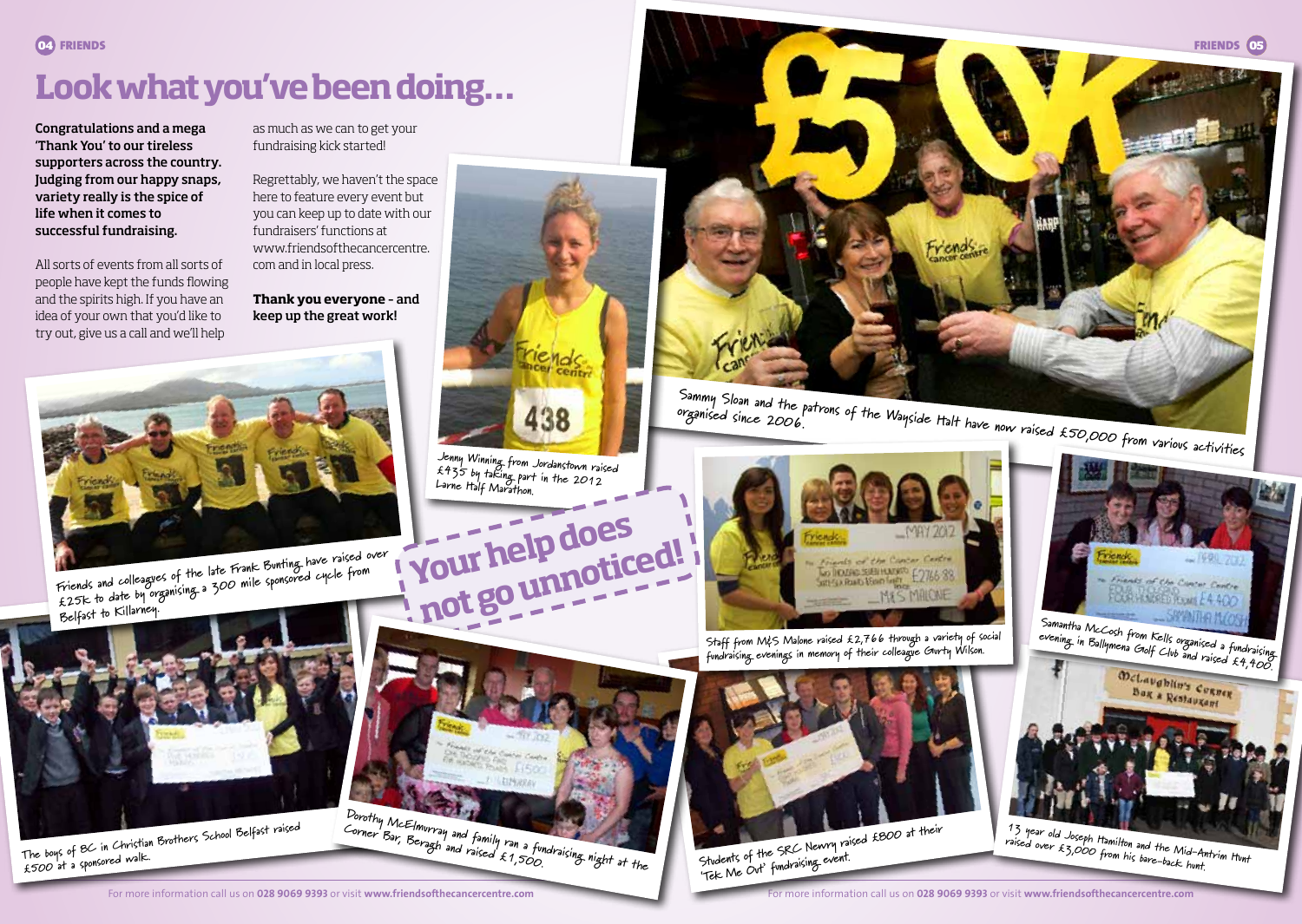# Look what you've been doing...

**Congratulations and a mega 'Thank You' to our tireless supporters across the country. Judging from our happy snaps, variety really is the spice of life when it comes to successful fundraising.**

All sorts of events from all sorts of people have kept the funds flowing and the spirits high. If you have an idea of your own that you'd like to try out, give us a call and we'll help as much as we can to get your fundraising kick started!

Regrettably, we haven't the space here to feature every event but you can keep up to date with our fundraisers' functions at www.friendsofthecancercentre.com and in local press.

**Thank you everyone - and keep up the great work!**

Jenny Winning from Jordanstown raised £435 by taking part in the 2012 Larne Half Marathon.

Sammy Sloan and the patrons of the Wayside Halt have now raised £50,000 from various activities organised since 2006.

Friends and colleagues of the late Frank Bunting have raised over £25k to date by organising a 300 mile sponsored cycle from Belfast to Killarney.

## Your help does not go unnoticed!

Staff from M&S Malone raised £2,766 through a variety of social fundraising evenings in memory of their colleague Gurty Wilson.

Samantha McCosh from Kells organised a fundraising evening in Ballymena Golf Club and raised £4,400.

The boys of BC in Christian Brothers School Belfast raised £500 at a sponsored walk.

Dorothy McElmurray and family ran a fundraising night at the Corner Bar, Beragh and raised £1,500.

Students of the SRC Newry raised £800 at their 'Tek Me Out' fundraising event.

13 year old Joseph Hamilton and the Mid-Antrim Hunt raised over £3,000 from his bare-back hunt.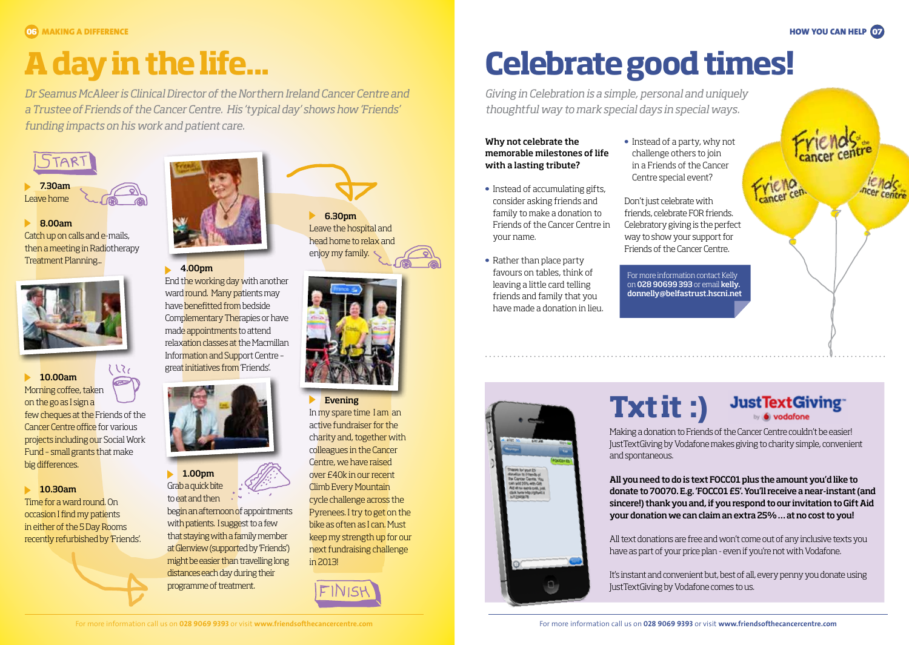# A day in the life...

*Dr Seamus McAleer is Clinical Director of the Northern Ireland Cancer Centre and a Trustee of Friends of the Cancer Centre. His 'typical day' shows how 'Friends' funding impacts on his work and patient care.*

START

**7.30am**
Leave home

**8.00am**
Catch up on calls and e-mails, then a meeting in Radiotherapy Treatment Planning...

**10.00am**
Morning coffee, taken on the go as I sign a few cheques at the Friends of the Cancer Centre office for various projects including our Social Work Fund - small grants that make big differences.

**10.30am**
Time for a ward round. On occasion I find my patients in either of the 5 Day Rooms recently refurbished by 'Friends'.

**1.00pm**
Grab a quick bite to eat and then begin an afternoon of appointments with patients. I suggest to a few that staying with a family member at Glenview (supported by 'Friends') might be easier than travelling long distances each day during their programme of treatment.

**4.00pm**
End the working day with another ward round. Many patients may have benefitted from bedside Complementary Therapies or have made appointments to attend relaxation classes at the Macmillan Information and Support Centre - great initiatives from 'Friends'.

**6.30pm**
Leave the hospital and head home to relax and enjoy my family.

**Evening**
In my spare time I am an active fundraiser for the charity and, together with colleagues in the Cancer Centre, we have raised over £40k in our recent Climb Every Mountain cycle challenge across the Pyrenees. I try to get on the bike as often as I can. Must keep my strength up for our next fundraising challenge in 2013!

FINISH

# Celebrate good times!

*Giving in Celebration is a simple, personal and uniquely thoughtful way to mark special days in special ways.*

**Why not celebrate the memorable milestones of life with a lasting tribute?**

- Instead of accumulating gifts, consider asking friends and family to make a donation to Friends of the Cancer Centre in your name.
- Rather than place party favours on tables, think of leaving a little card telling friends and family that you have made a donation in lieu.
- Instead of a party, why not challenge others to join in a Friends of the Cancer Centre special event?

Don't just celebrate with friends, celebrate FOR friends. Celebratory giving is the perfect way to show your support for Friends of the Cancer Centre.

For more information contact Kelly on **028 90699 393** or email **kelly.donnelly@belfastrust.hscni.net**

# Txt it :)

JustTextGiving by Vodafone

Making a donation to Friends of the Cancer Centre couldn't be easier! JustTextGiving by Vodafone makes giving to charity simple, convenient and spontaneous.

**All you need to do is text FOCC01 plus the amount you'd like to donate to 70070. E.g. 'FOCC01 £5'. You'll receive a near-instant (and sincere!) thank you and, if you respond to our invitation to Gift Aid your donation we can claim an extra 25% ... at no cost to you!**

All text donations are free and won't come out of any inclusive texts you have as part of your price plan - even if you're not with Vodafone.

It's instant and convenient but, best of all, every penny you donate using JustTextGiving by Vodafone comes to us.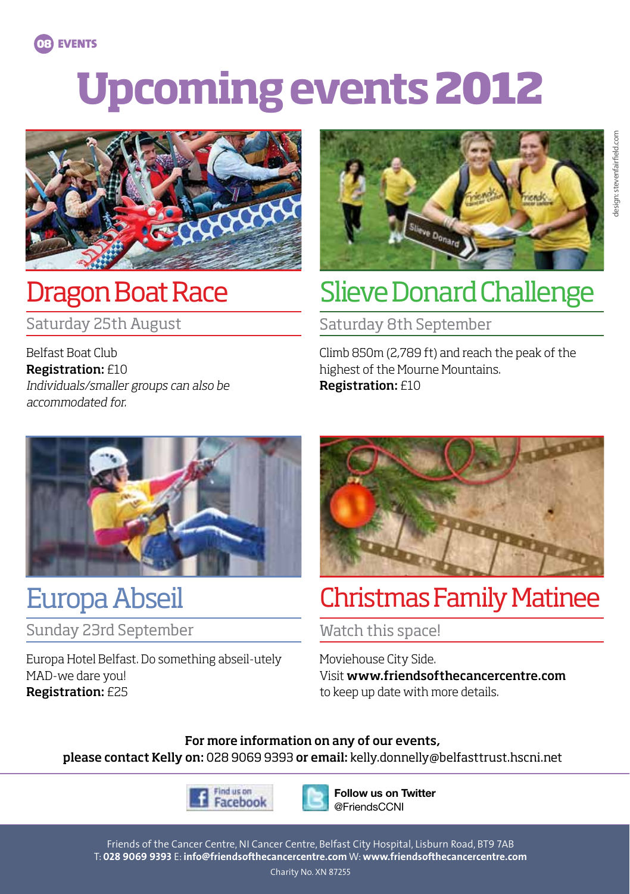# Upcoming events 2012

## Dragon Boat Race

Saturday 25th August

Belfast Boat Club
**Registration:** £10
*Individuals/smaller groups can also be accommodated for.*

## Slieve Donard Challenge

Saturday 8th September

Climb 850m (2,789 ft) and reach the peak of the highest of the Mourne Mountains.
**Registration:** £10

## Europa Abseil

Sunday 23rd September

Europa Hotel Belfast. Do something abseil-utely MAD-we dare you!
**Registration:** £25

## Christmas Family Matinee

Watch this space!

Moviehouse City Side.
Visit **www.friendsofthecancercentre.com** to keep up date with more details.

**For more information on any of our events, please contact Kelly on:** 028 9069 9393 **or email:** kelly.donnelly@belfasttrust.hscni.net

Find us on Facebook

**Follow us on Twitter**
@FriendsCCNI

Friends of the Cancer Centre, NI Cancer Centre, Belfast City Hospital, Lisburn Road, BT9 7AB
T: **028 9069 9393** E: **info@friendsofthecancercentre.com** W: **www.friendsofthecancercentre.com**
Charity No. XN 87255

design: stevenfairfield.com